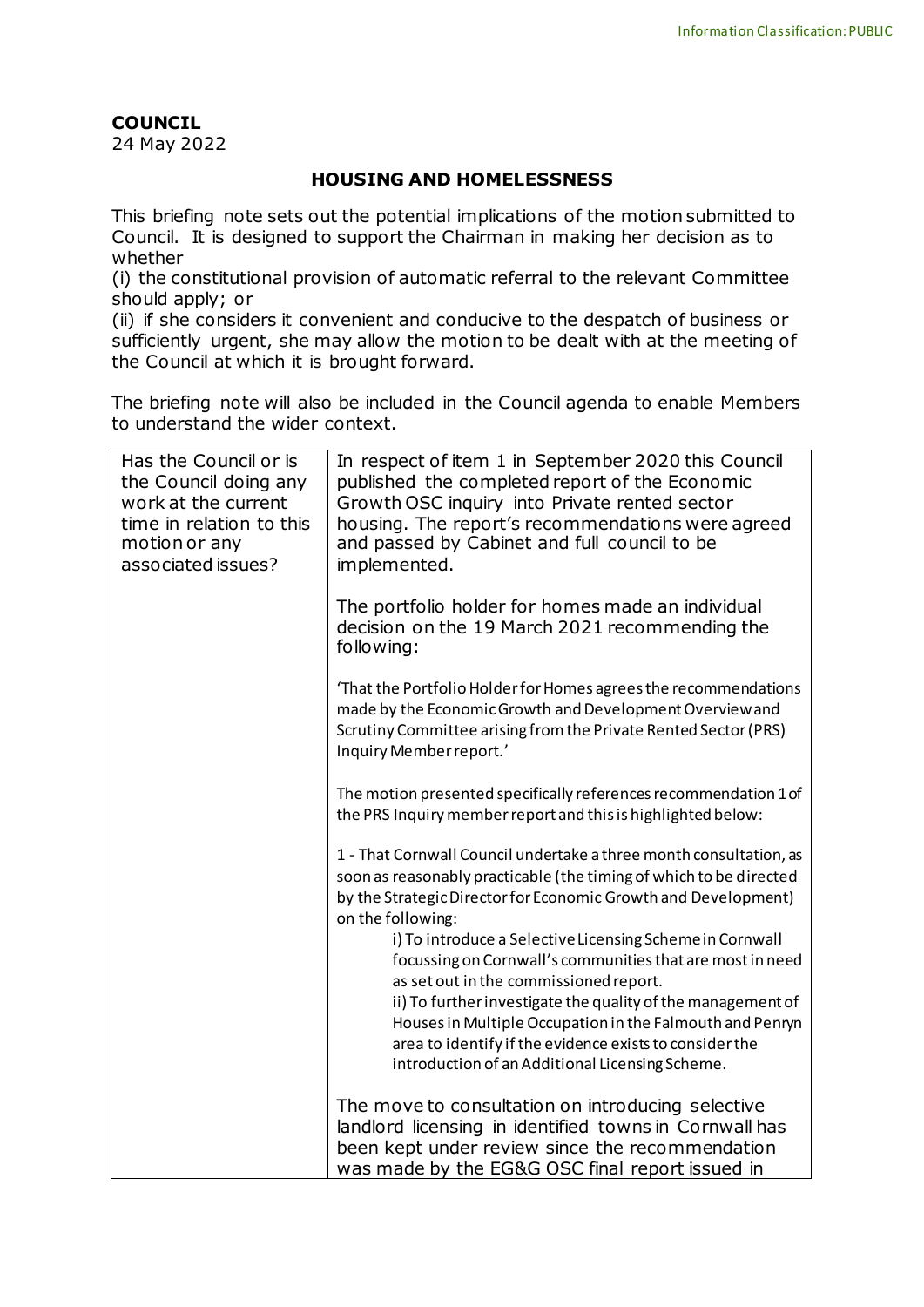**COUNCIL**
24 May 2022

## HOUSING AND HOMELESSNESS

This briefing note sets out the potential implications of the motion submitted to Council. It is designed to support the Chairman in making her decision as to whether
(i) the constitutional provision of automatic referral to the relevant Committee should apply; or
(ii) if she considers it convenient and conducive to the despatch of business or sufficiently urgent, she may allow the motion to be dealt with at the meeting of the Council at which it is brought forward.

The briefing note will also be included in the Council agenda to enable Members to understand the wider context.

| | |
|---|---|
| Has the Council or is the Council doing any work at the current time in relation to this motion or any associated issues? | In respect of item 1 in September 2020 this Council published the completed report of the Economic Growth OSC inquiry into Private rented sector housing. The report's recommendations were agreed and passed by Cabinet and full council to be implemented.<br><br>The portfolio holder for homes made an individual decision on the 19 March 2021 recommending the following:<br><br>'That the Portfolio Holder for Homes agrees the recommendations made by the Economic Growth and Development Overview and Scrutiny Committee arising from the Private Rented Sector (PRS) Inquiry Member report.'<br><br>The motion presented specifically references recommendation 1 of the PRS Inquiry member report and this is highlighted below:<br><br>1 - That Cornwall Council undertake a three month consultation, as soon as reasonably practicable (the timing of which to be directed by the Strategic Director for Economic Growth and Development) on the following:<br>i) To introduce a Selective Licensing Scheme in Cornwall focussing on Cornwall's communities that are most in need as set out in the commissioned report.<br>ii) To further investigate the quality of the management of Houses in Multiple Occupation in the Falmouth and Penryn area to identify if the evidence exists to consider the introduction of an Additional Licensing Scheme.<br><br>The move to consultation on introducing selective landlord licensing in identified towns in Cornwall has been kept under review since the recommendation was made by the EG&G OSC final report issued in |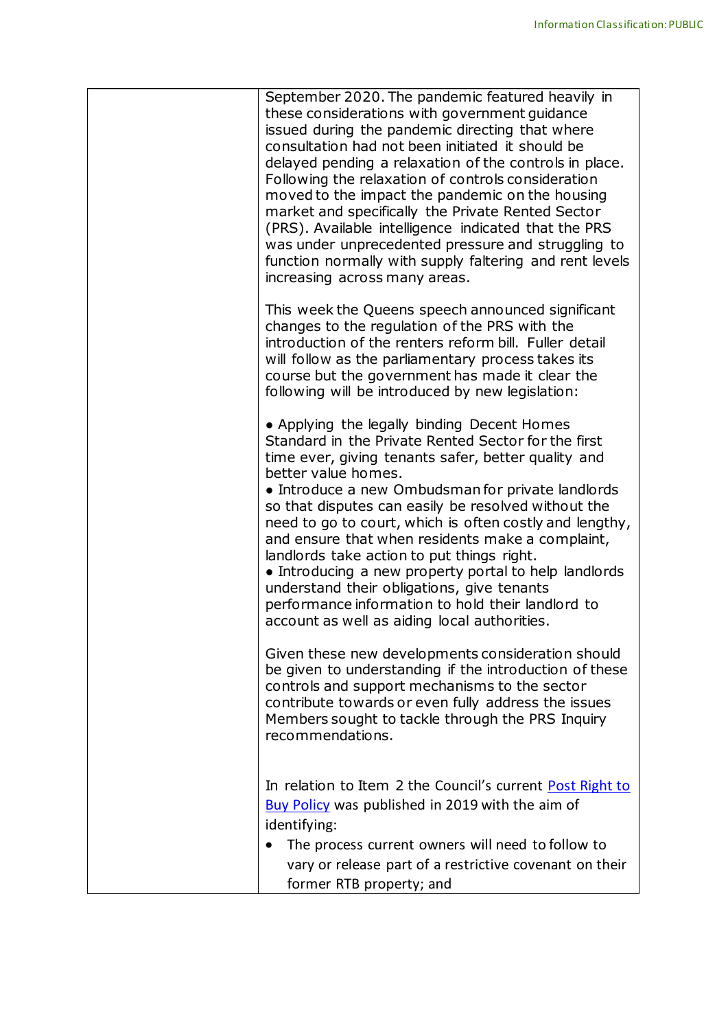| | September 2020. The pandemic featured heavily in these considerations with government guidance issued during the pandemic directing that where consultation had not been initiated it should be delayed pending a relaxation of the controls in place. Following the relaxation of controls consideration moved to the impact the pandemic on the housing market and specifically the Private Rented Sector (PRS). Available intelligence indicated that the PRS was under unprecedented pressure and struggling to function normally with supply faltering and rent levels increasing across many areas.<br><br>This week the Queens speech announced significant changes to the regulation of the PRS with the introduction of the renters reform bill. Fuller detail will follow as the parliamentary process takes its course but the government has made it clear the following will be introduced by new legislation:<br><br>• Applying the legally binding Decent Homes Standard in the Private Rented Sector for the first time ever, giving tenants safer, better quality and better value homes.<br>• Introduce a new Ombudsman for private landlords so that disputes can easily be resolved without the need to go to court, which is often costly and lengthy, and ensure that when residents make a complaint, landlords take action to put things right.<br>• Introducing a new property portal to help landlords understand their obligations, give tenants performance information to hold their landlord to account as well as aiding local authorities.<br><br>Given these new developments consideration should be given to understanding if the introduction of these controls and support mechanisms to the sector contribute towards or even fully address the issues Members sought to tackle through the PRS Inquiry recommendations.<br><br>In relation to Item 2 the Council's current [Post Right to Buy Policy]() was published in 2019 with the aim of identifying:<br>• The process current owners will need to follow to vary or release part of a restrictive covenant on their former RTB property; and |
|---|---|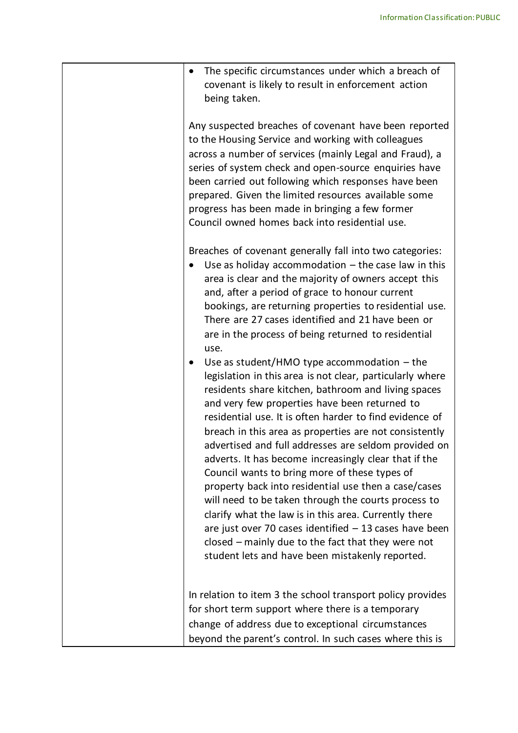| | |
|---|---|
| | • The specific circumstances under which a breach of covenant is likely to result in enforcement action being taken.<br><br>Any suspected breaches of covenant have been reported to the Housing Service and working with colleagues across a number of services (mainly Legal and Fraud), a series of system check and open-source enquiries have been carried out following which responses have been prepared. Given the limited resources available some progress has been made in bringing a few former Council owned homes back into residential use.<br><br>Breaches of covenant generally fall into two categories:<br>• Use as holiday accommodation – the case law in this area is clear and the majority of owners accept this and, after a period of grace to honour current bookings, are returning properties to residential use. There are 27 cases identified and 21 have been or are in the process of being returned to residential use.<br>• Use as student/HMO type accommodation – the legislation in this area is not clear, particularly where residents share kitchen, bathroom and living spaces and very few properties have been returned to residential use. It is often harder to find evidence of breach in this area as properties are not consistently advertised and full addresses are seldom provided on adverts. It has become increasingly clear that if the Council wants to bring more of these types of property back into residential use then a case/cases will need to be taken through the courts process to clarify what the law is in this area. Currently there are just over 70 cases identified – 13 cases have been closed – mainly due to the fact that they were not student lets and have been mistakenly reported.<br><br>In relation to item 3 the school transport policy provides for short term support where there is a temporary change of address due to exceptional circumstances beyond the parent's control. In such cases where this is |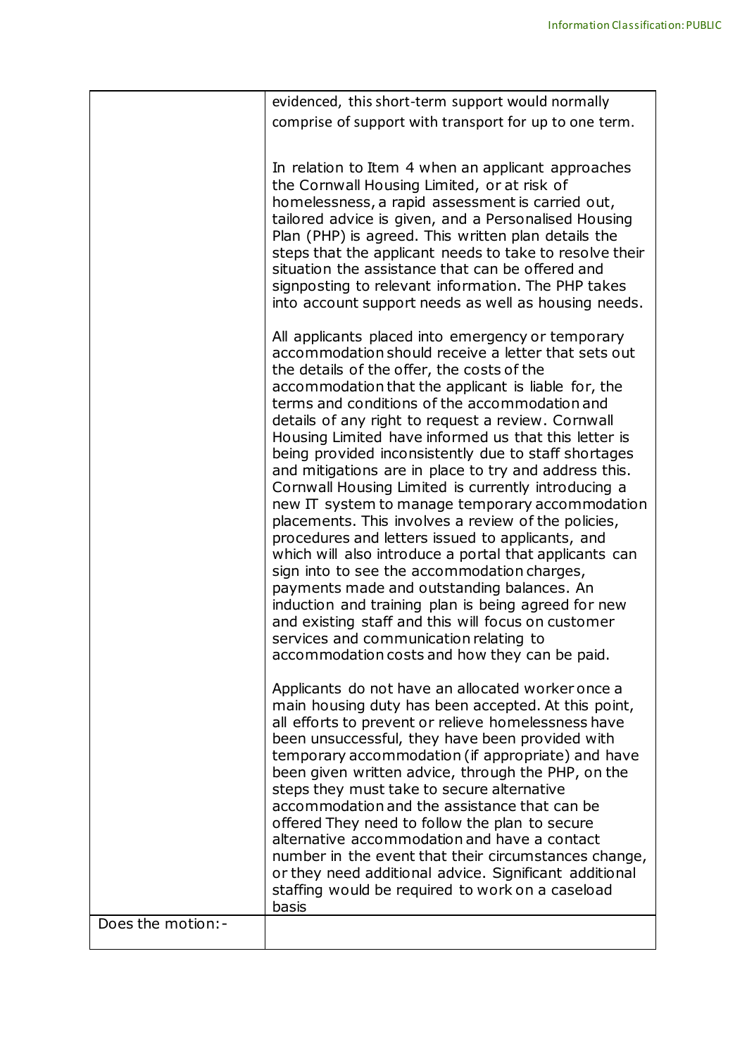| | |
|---|---|
| | evidenced, this short-term support would normally comprise of support with transport for up to one term.<br><br>In relation to Item 4 when an applicant approaches the Cornwall Housing Limited, or at risk of homelessness, a rapid assessment is carried out, tailored advice is given, and a Personalised Housing Plan (PHP) is agreed. This written plan details the steps that the applicant needs to take to resolve their situation the assistance that can be offered and signposting to relevant information. The PHP takes into account support needs as well as housing needs.<br><br>All applicants placed into emergency or temporary accommodation should receive a letter that sets out the details of the offer, the costs of the accommodation that the applicant is liable for, the terms and conditions of the accommodation and details of any right to request a review. Cornwall Housing Limited have informed us that this letter is being provided inconsistently due to staff shortages and mitigations are in place to try and address this. Cornwall Housing Limited is currently introducing a new IT system to manage temporary accommodation placements. This involves a review of the policies, procedures and letters issued to applicants, and which will also introduce a portal that applicants can sign into to see the accommodation charges, payments made and outstanding balances. An induction and training plan is being agreed for new and existing staff and this will focus on customer services and communication relating to accommodation costs and how they can be paid.<br><br>Applicants do not have an allocated worker once a main housing duty has been accepted. At this point, all efforts to prevent or relieve homelessness have been unsuccessful, they have been provided with temporary accommodation (if appropriate) and have been given written advice, through the PHP, on the steps they must take to secure alternative accommodation and the assistance that can be offered They need to follow the plan to secure alternative accommodation and have a contact number in the event that their circumstances change, or they need additional advice. Significant additional staffing would be required to work on a caseload basis |
| Does the motion:- | |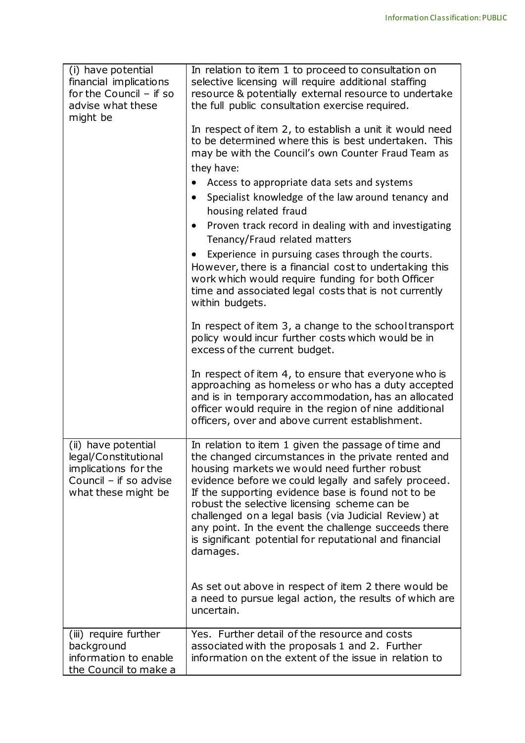| | |
|---|---|
| (i) have potential financial implications for the Council – if so advise what these might be | In relation to item 1 to proceed to consultation on selective licensing will require additional staffing resource & potentially external resource to undertake the full public consultation exercise required.<br><br>In respect of item 2, to establish a unit it would need to be determined where this is best undertaken. This may be with the Council's own Counter Fraud Team as they have:<br>• Access to appropriate data sets and systems<br>• Specialist knowledge of the law around tenancy and housing related fraud<br>• Proven track record in dealing with and investigating Tenancy/Fraud related matters<br>• Experience in pursuing cases through the courts.<br>However, there is a financial cost to undertaking this work which would require funding for both Officer time and associated legal costs that is not currently within budgets.<br><br>In respect of item 3, a change to the school transport policy would incur further costs which would be in excess of the current budget.<br><br>In respect of item 4, to ensure that everyone who is approaching as homeless or who has a duty accepted and is in temporary accommodation, has an allocated officer would require in the region of nine additional officers, over and above current establishment. |
| (ii) have potential legal/Constitutional implications for the Council – if so advise what these might be | In relation to item 1 given the passage of time and the changed circumstances in the private rented and housing markets we would need further robust evidence before we could legally and safely proceed. If the supporting evidence base is found not to be robust the selective licensing scheme can be challenged on a legal basis (via Judicial Review) at any point. In the event the challenge succeeds there is significant potential for reputational and financial damages.<br><br>As set out above in respect of item 2 there would be a need to pursue legal action, the results of which are uncertain. |
| (iii) require further background information to enable the Council to make a | Yes. Further detail of the resource and costs associated with the proposals 1 and 2. Further information on the extent of the issue in relation to |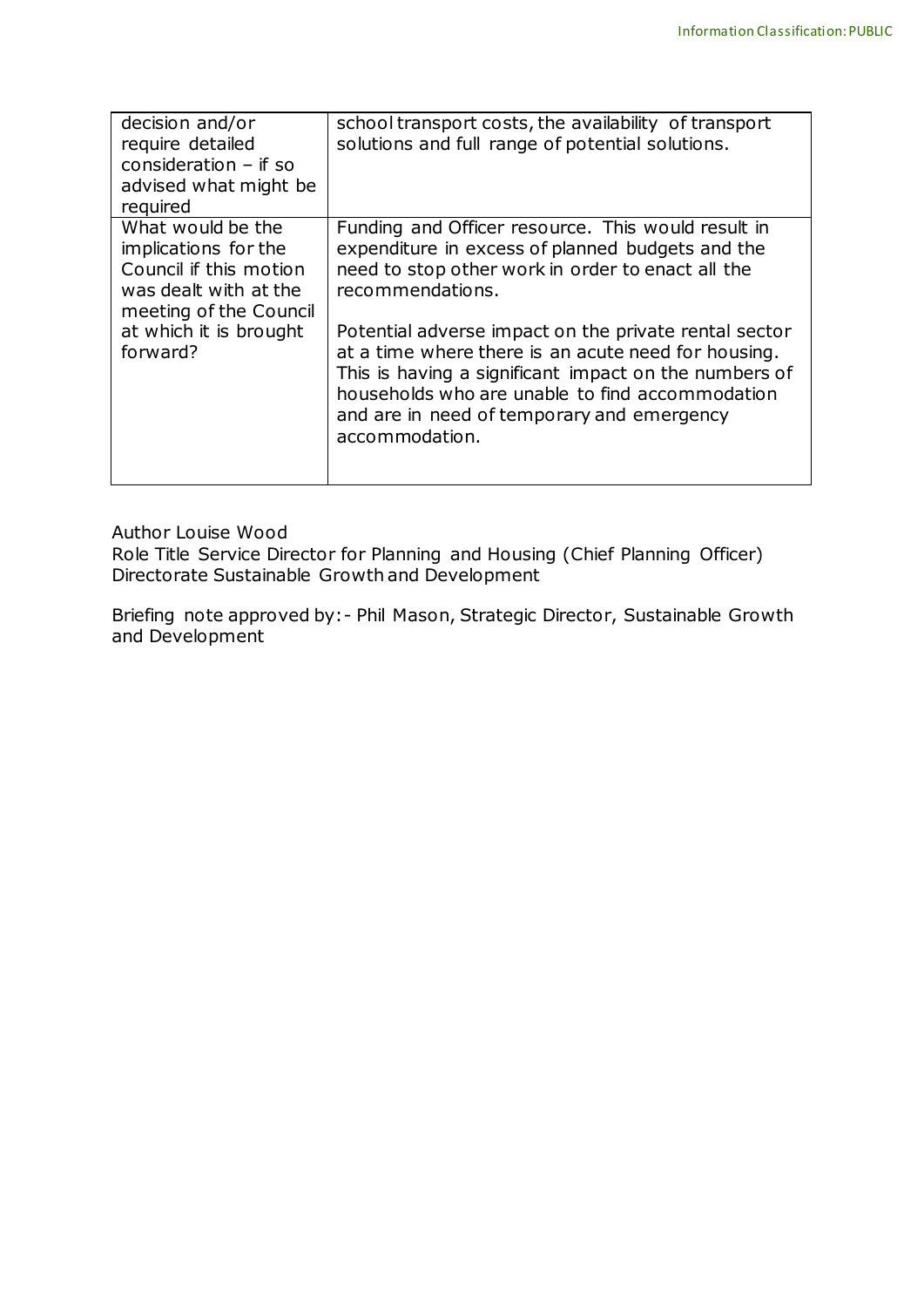| | |
|---|---|
| decision and/or require detailed consideration – if so advised what might be required | school transport costs, the availability of transport solutions and full range of potential solutions. |
| What would be the implications for the Council if this motion was dealt with at the meeting of the Council at which it is brought forward? | Funding and Officer resource. This would result in expenditure in excess of planned budgets and the need to stop other work in order to enact all the recommendations.<br><br>Potential adverse impact on the private rental sector at a time where there is an acute need for housing. This is having a significant impact on the numbers of households who are unable to find accommodation and are in need of temporary and emergency accommodation. |

Author Louise Wood
Role Title Service Director for Planning and Housing (Chief Planning Officer)
Directorate Sustainable Growth and Development

Briefing note approved by:- Phil Mason, Strategic Director, Sustainable Growth and Development